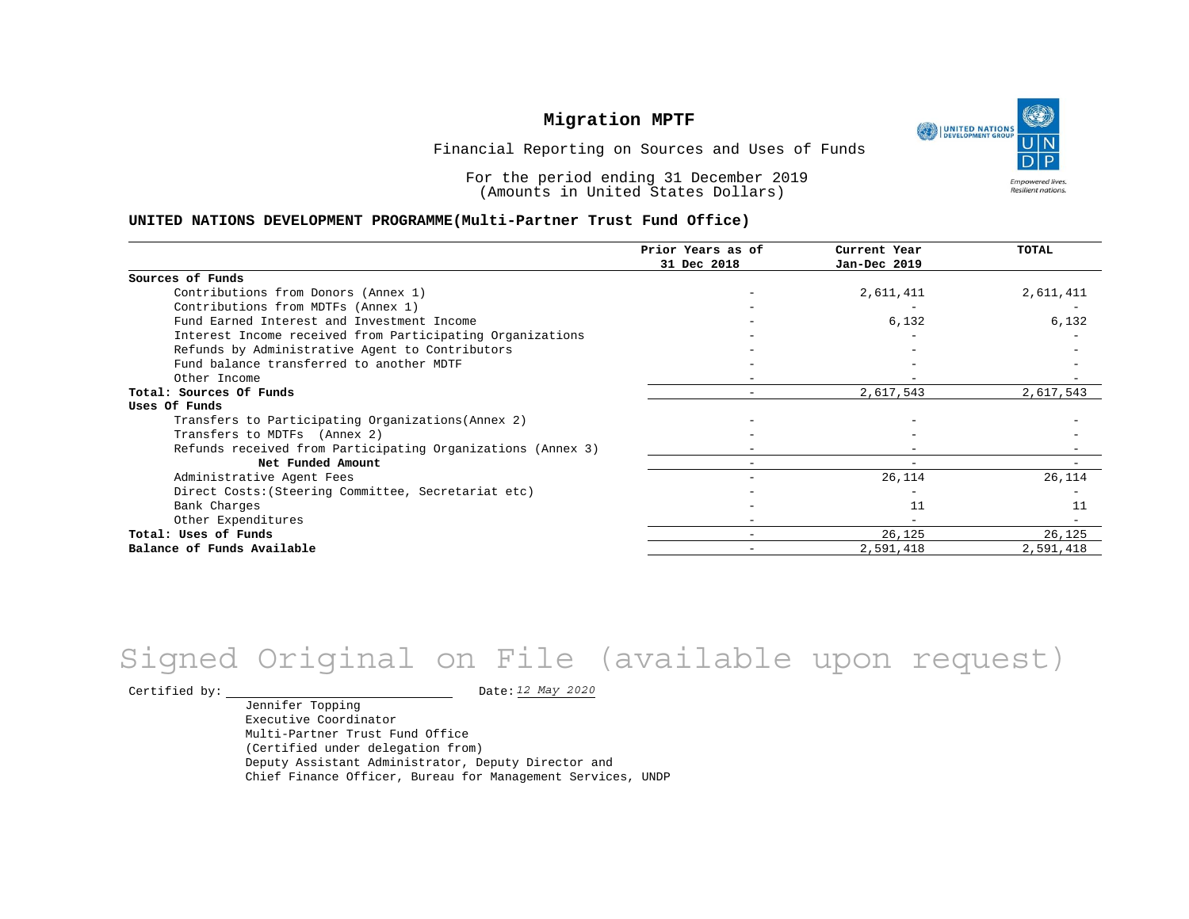# Migration MPTF

Financial Reporting on Sources and Uses of Funds

For the period ending 31 December 2019
(Amounts in United States Dollars)

**UNITED NATIONS DEVELOPMENT PROGRAMME(Multi-Partner Trust Fund Office)**

| | Prior Years as of 31 Dec 2018 | Current Year Jan-Dec 2019 | TOTAL |
|---|---|---|---|
| **Sources of Funds** | | | |
| Contributions from Donors (Annex 1) | - | 2,611,411 | 2,611,411 |
| Contributions from MDTFs (Annex 1) | - | - | - |
| Fund Earned Interest and Investment Income | - | 6,132 | 6,132 |
| Interest Income received from Participating Organizations | - | - | - |
| Refunds by Administrative Agent to Contributors | - | - | - |
| Fund balance transferred to another MDTF | - | - | - |
| Other Income | - | - | - |
| **Total: Sources Of Funds** | - | 2,617,543 | 2,617,543 |
| **Uses Of Funds** | | | |
| Transfers to Participating Organizations(Annex 2) | - | - | - |
| Transfers to MDTFs (Annex 2) | - | - | - |
| Refunds received from Participating Organizations (Annex 3) | - | - | - |
| **Net Funded Amount** | - | - | - |
| Administrative Agent Fees | - | 26,114 | 26,114 |
| Direct Costs:(Steering Committee, Secretariat etc) | - | - | - |
| Bank Charges | - | 11 | 11 |
| Other Expenditures | - | - | - |
| **Total: Uses of Funds** | - | 26,125 | 26,125 |
| **Balance of Funds Available** | - | 2,591,418 | 2,591,418 |

Signed Original on File (available upon request)

Certified by: ______________________ Date: *12 May 2020*

Jennifer Topping
Executive Coordinator
Multi-Partner Trust Fund Office
(Certified under delegation from)
Deputy Assistant Administrator, Deputy Director and
Chief Finance Officer, Bureau for Management Services, UNDP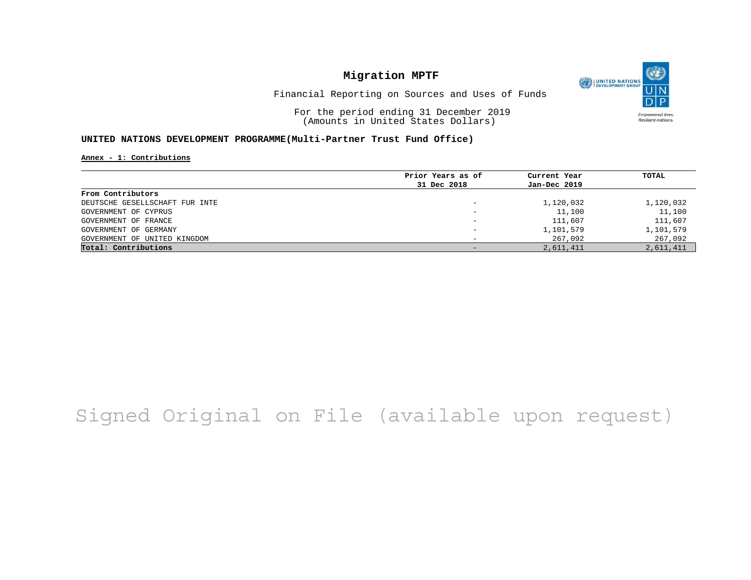# Migration MPTF

Financial Reporting on Sources and Uses of Funds

For the period ending 31 December 2019
(Amounts in United States Dollars)

**UNITED NATIONS DEVELOPMENT PROGRAMME(Multi-Partner Trust Fund Office)**

**Annex - 1: Contributions**

| | Prior Years as of 31 Dec 2018 | Current Year Jan-Dec 2019 | TOTAL |
|---|---|---|---|
| **From Contributors** | | | |
| DEUTSCHE GESELLSCHAFT FUR INTE | - | 1,120,032 | 1,120,032 |
| GOVERNMENT OF CYPRUS | - | 11,100 | 11,100 |
| GOVERNMENT OF FRANCE | - | 111,607 | 111,607 |
| GOVERNMENT OF GERMANY | - | 1,101,579 | 1,101,579 |
| GOVERNMENT OF UNITED KINGDOM | - | 267,092 | 267,092 |
| **Total: Contributions** | - | 2,611,411 | 2,611,411 |

Signed Original on File (available upon request)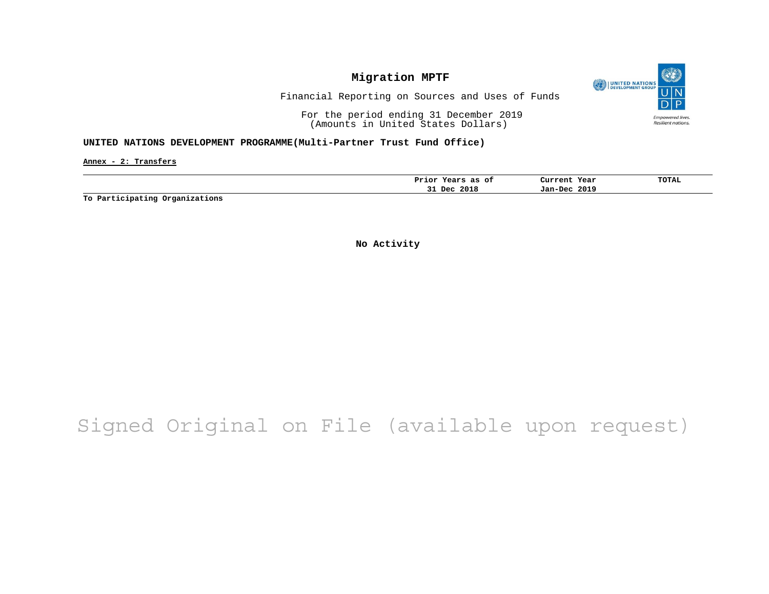# Migration MPTF

Financial Reporting on Sources and Uses of Funds

For the period ending 31 December 2019
(Amounts in United States Dollars)

**UNITED NATIONS DEVELOPMENT PROGRAMME(Multi-Partner Trust Fund Office)**

**Annex - 2: Transfers**

| | Prior Years as of 31 Dec 2018 | Current Year Jan-Dec 2019 | TOTAL |
|---|---|---|---|
| **To Participating Organizations** | | | |

**No Activity**

Signed Original on File (available upon request)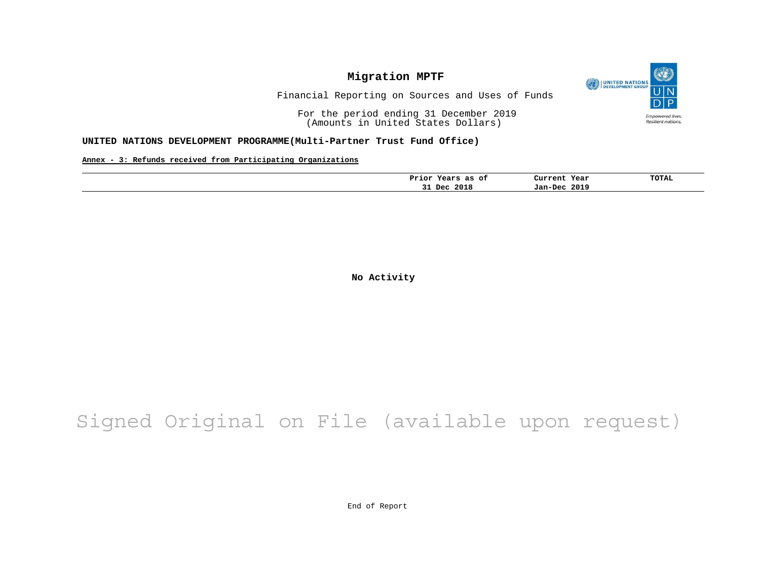# Migration MPTF

Financial Reporting on Sources and Uses of Funds

For the period ending 31 December 2019
(Amounts in United States Dollars)

**UNITED NATIONS DEVELOPMENT PROGRAMME(Multi-Partner Trust Fund Office)**

**Annex - 3: Refunds received from Participating Organizations**

| | Prior Years as of 31 Dec 2018 | Current Year Jan-Dec 2019 | TOTAL |
|---|---|---|---|

**No Activity**

Signed Original on File (available upon request)

End of Report